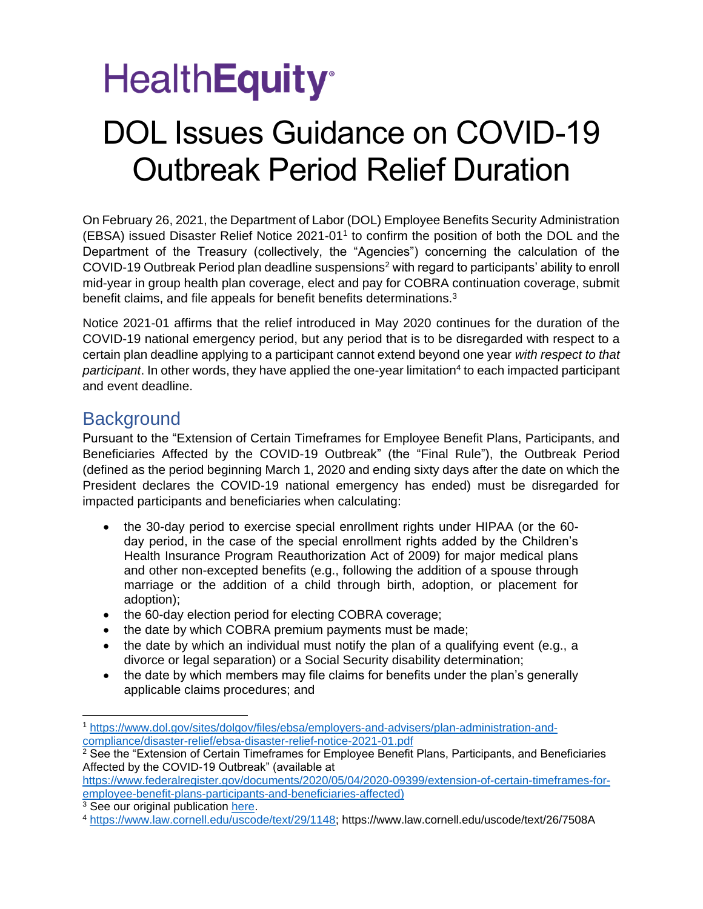# HealthEquity

# DOL Issues Guidance on COVID-19 Outbreak Period Relief Duration

On February 26, 2021, the Department of Labor (DOL) Employee Benefits Security Administration (EBSA) issued Disaster Relief Notice 2021-01[1] to confirm the position of both the DOL and the Department of the Treasury (collectively, the "Agencies") concerning the calculation of the COVID-19 Outbreak Period plan deadline suspensions[2] with regard to participants' ability to enroll mid-year in group health plan coverage, elect and pay for COBRA continuation coverage, submit benefit claims, and file appeals for benefit benefits determinations.[3]

Notice 2021-01 affirms that the relief introduced in May 2020 continues for the duration of the COVID-19 national emergency period, but any period that is to be disregarded with respect to a certain plan deadline applying to a participant cannot extend beyond one year *with respect to that participant*. In other words, they have applied the one-year limitation[4] to each impacted participant and event deadline.

## Background

Pursuant to the "Extension of Certain Timeframes for Employee Benefit Plans, Participants, and Beneficiaries Affected by the COVID-19 Outbreak" (the "Final Rule"), the Outbreak Period (defined as the period beginning March 1, 2020 and ending sixty days after the date on which the President declares the COVID-19 national emergency has ended) must be disregarded for impacted participants and beneficiaries when calculating:

- the 30-day period to exercise special enrollment rights under HIPAA (or the 60-day period, in the case of the special enrollment rights added by the Children's Health Insurance Program Reauthorization Act of 2009) for major medical plans and other non-excepted benefits (e.g., following the addition of a spouse through marriage or the addition of a child through birth, adoption, or placement for adoption);
- the 60-day election period for electing COBRA coverage;
- the date by which COBRA premium payments must be made;
- the date by which an individual must notify the plan of a qualifying event (e.g., a divorce or legal separation) or a Social Security disability determination;
- the date by which members may file claims for benefits under the plan's generally applicable claims procedures; and

---

[1] https://www.dol.gov/sites/dolgov/files/ebsa/employers-and-advisers/plan-administration-and-compliance/disaster-relief/ebsa-disaster-relief-notice-2021-01.pdf

[2] See the "Extension of Certain Timeframes for Employee Benefit Plans, Participants, and Beneficiaries Affected by the COVID-19 Outbreak" (available at https://www.federalregister.gov/documents/2020/05/04/2020-09399/extension-of-certain-timeframes-for-employee-benefit-plans-participants-and-beneficiaries-affected)

[3] See our original publication here.

[4] https://www.law.cornell.edu/uscode/text/29/1148; https://www.law.cornell.edu/uscode/text/26/7508A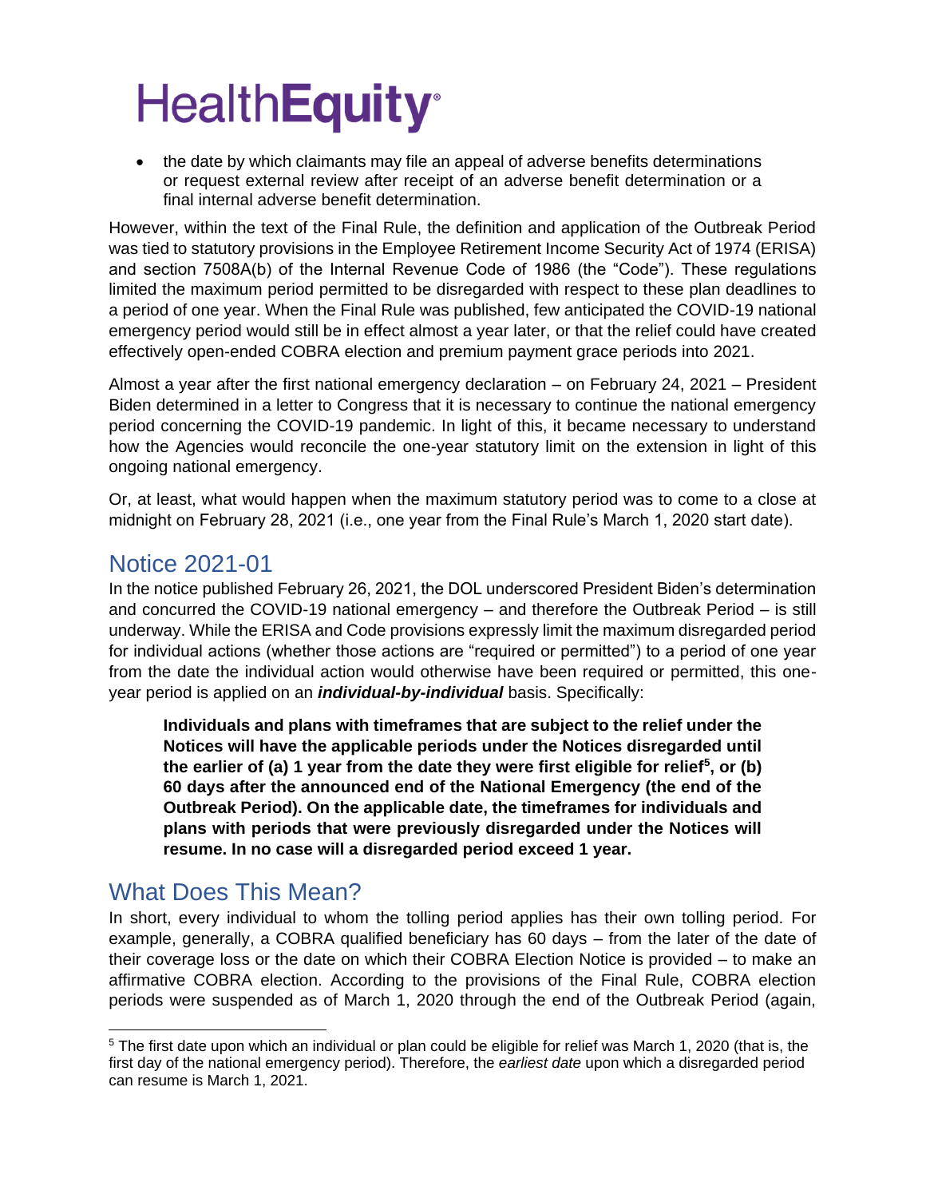- the date by which claimants may file an appeal of adverse benefits determinations or request external review after receipt of an adverse benefit determination or a final internal adverse benefit determination.

However, within the text of the Final Rule, the definition and application of the Outbreak Period was tied to statutory provisions in the Employee Retirement Income Security Act of 1974 (ERISA) and section 7508A(b) of the Internal Revenue Code of 1986 (the "Code"). These regulations limited the maximum period permitted to be disregarded with respect to these plan deadlines to a period of one year. When the Final Rule was published, few anticipated the COVID-19 national emergency period would still be in effect almost a year later, or that the relief could have created effectively open-ended COBRA election and premium payment grace periods into 2021.

Almost a year after the first national emergency declaration – on February 24, 2021 – President Biden determined in a letter to Congress that it is necessary to continue the national emergency period concerning the COVID-19 pandemic. In light of this, it became necessary to understand how the Agencies would reconcile the one-year statutory limit on the extension in light of this ongoing national emergency.

Or, at least, what would happen when the maximum statutory period was to come to a close at midnight on February 28, 2021 (i.e., one year from the Final Rule's March 1, 2020 start date).

## Notice 2021-01

In the notice published February 26, 2021, the DOL underscored President Biden's determination and concurred the COVID-19 national emergency – and therefore the Outbreak Period – is still underway. While the ERISA and Code provisions expressly limit the maximum disregarded period for individual actions (whether those actions are "required or permitted") to a period of one year from the date the individual action would otherwise have been required or permitted, this one-year period is applied on an ***individual-by-individual*** basis. Specifically:

> **Individuals and plans with timeframes that are subject to the relief under the Notices will have the applicable periods under the Notices disregarded until the earlier of (a) 1 year from the date they were first eligible for relief[5], or (b) 60 days after the announced end of the National Emergency (the end of the Outbreak Period). On the applicable date, the timeframes for individuals and plans with periods that were previously disregarded under the Notices will resume. In no case will a disregarded period exceed 1 year.**

## What Does This Mean?

In short, every individual to whom the tolling period applies has their own tolling period. For example, generally, a COBRA qualified beneficiary has 60 days – from the later of the date of their coverage loss or the date on which their COBRA Election Notice is provided – to make an affirmative COBRA election. According to the provisions of the Final Rule, COBRA election periods were suspended as of March 1, 2020 through the end of the Outbreak Period (again,

[5] The first date upon which an individual or plan could be eligible for relief was March 1, 2020 (that is, the first day of the national emergency period). Therefore, the *earliest date* upon which a disregarded period can resume is March 1, 2021.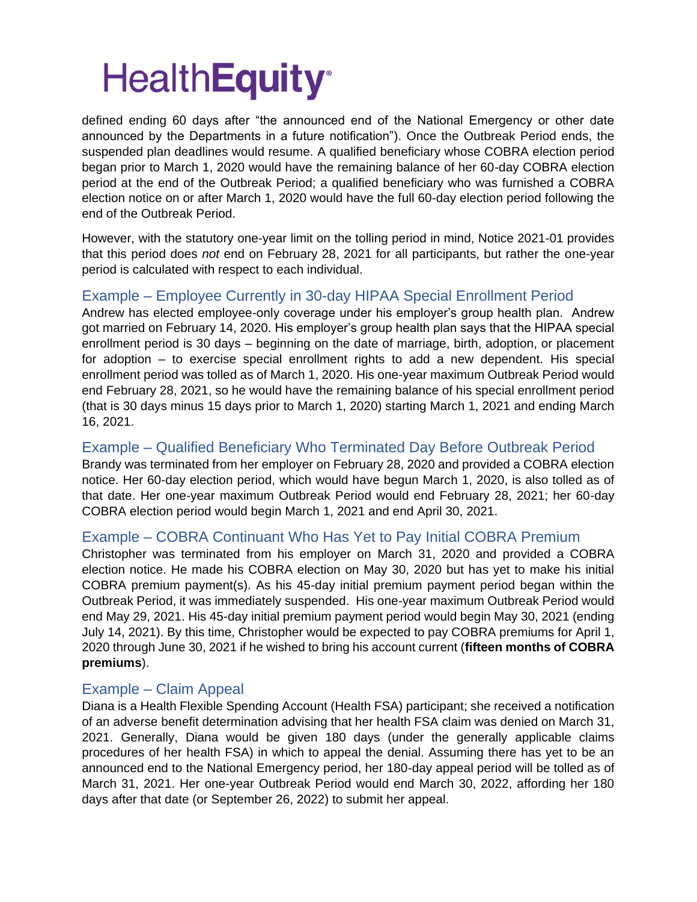defined ending 60 days after "the announced end of the National Emergency or other date announced by the Departments in a future notification"). Once the Outbreak Period ends, the suspended plan deadlines would resume. A qualified beneficiary whose COBRA election period began prior to March 1, 2020 would have the remaining balance of her 60-day COBRA election period at the end of the Outbreak Period; a qualified beneficiary who was furnished a COBRA election notice on or after March 1, 2020 would have the full 60-day election period following the end of the Outbreak Period.

However, with the statutory one-year limit on the tolling period in mind, Notice 2021-01 provides that this period does *not* end on February 28, 2021 for all participants, but rather the one-year period is calculated with respect to each individual.

### Example – Employee Currently in 30-day HIPAA Special Enrollment Period

Andrew has elected employee-only coverage under his employer's group health plan. Andrew got married on February 14, 2020. His employer's group health plan says that the HIPAA special enrollment period is 30 days – beginning on the date of marriage, birth, adoption, or placement for adoption – to exercise special enrollment rights to add a new dependent. His special enrollment period was tolled as of March 1, 2020. His one-year maximum Outbreak Period would end February 28, 2021, so he would have the remaining balance of his special enrollment period (that is 30 days minus 15 days prior to March 1, 2020) starting March 1, 2021 and ending March 16, 2021.

### Example – Qualified Beneficiary Who Terminated Day Before Outbreak Period

Brandy was terminated from her employer on February 28, 2020 and provided a COBRA election notice. Her 60-day election period, which would have begun March 1, 2020, is also tolled as of that date. Her one-year maximum Outbreak Period would end February 28, 2021; her 60-day COBRA election period would begin March 1, 2021 and end April 30, 2021.

### Example – COBRA Continuant Who Has Yet to Pay Initial COBRA Premium

Christopher was terminated from his employer on March 31, 2020 and provided a COBRA election notice. He made his COBRA election on May 30, 2020 but has yet to make his initial COBRA premium payment(s). As his 45-day initial premium payment period began within the Outbreak Period, it was immediately suspended. His one-year maximum Outbreak Period would end May 29, 2021. His 45-day initial premium payment period would begin May 30, 2021 (ending July 14, 2021). By this time, Christopher would be expected to pay COBRA premiums for April 1, 2020 through June 30, 2021 if he wished to bring his account current (**fifteen months of COBRA premiums**).

### Example – Claim Appeal

Diana is a Health Flexible Spending Account (Health FSA) participant; she received a notification of an adverse benefit determination advising that her health FSA claim was denied on March 31, 2021. Generally, Diana would be given 180 days (under the generally applicable claims procedures of her health FSA) in which to appeal the denial. Assuming there has yet to be an announced end to the National Emergency period, her 180-day appeal period will be tolled as of March 31, 2021. Her one-year Outbreak Period would end March 30, 2022, affording her 180 days after that date (or September 26, 2022) to submit her appeal.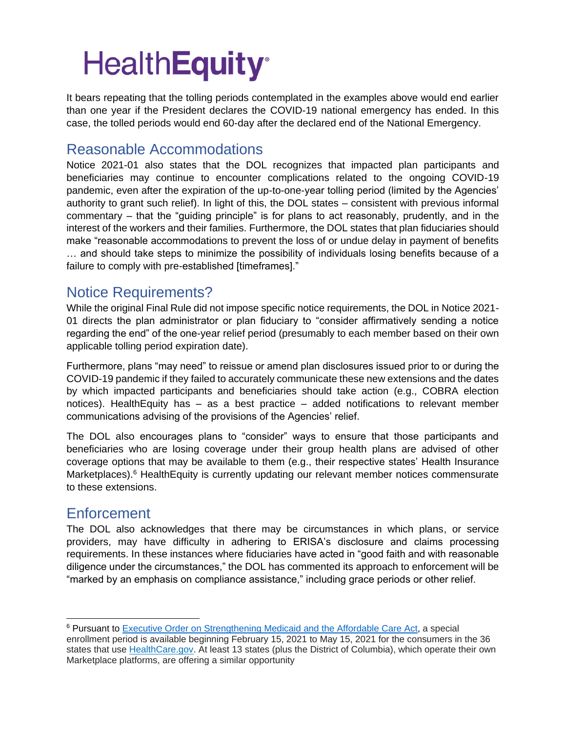It bears repeating that the tolling periods contemplated in the examples above would end earlier than one year if the President declares the COVID-19 national emergency has ended. In this case, the tolled periods would end 60-day after the declared end of the National Emergency.

## Reasonable Accommodations

Notice 2021-01 also states that the DOL recognizes that impacted plan participants and beneficiaries may continue to encounter complications related to the ongoing COVID-19 pandemic, even after the expiration of the up-to-one-year tolling period (limited by the Agencies' authority to grant such relief). In light of this, the DOL states – consistent with previous informal commentary – that the "guiding principle" is for plans to act reasonably, prudently, and in the interest of the workers and their families. Furthermore, the DOL states that plan fiduciaries should make "reasonable accommodations to prevent the loss of or undue delay in payment of benefits … and should take steps to minimize the possibility of individuals losing benefits because of a failure to comply with pre-established [timeframes]."

## Notice Requirements?

While the original Final Rule did not impose specific notice requirements, the DOL in Notice 2021-01 directs the plan administrator or plan fiduciary to "consider affirmatively sending a notice regarding the end" of the one-year relief period (presumably to each member based on their own applicable tolling period expiration date).

Furthermore, plans "may need" to reissue or amend plan disclosures issued prior to or during the COVID-19 pandemic if they failed to accurately communicate these new extensions and the dates by which impacted participants and beneficiaries should take action (e.g., COBRA election notices). HealthEquity has – as a best practice – added notifications to relevant member communications advising of the provisions of the Agencies' relief.

The DOL also encourages plans to "consider" ways to ensure that those participants and beneficiaries who are losing coverage under their group health plans are advised of other coverage options that may be available to them (e.g., their respective states' Health Insurance Marketplaces).[6] HealthEquity is currently updating our relevant member notices commensurate to these extensions.

## Enforcement

The DOL also acknowledges that there may be circumstances in which plans, or service providers, may have difficulty in adhering to ERISA's disclosure and claims processing requirements. In these instances where fiduciaries have acted in "good faith and with reasonable diligence under the circumstances," the DOL has commented its approach to enforcement will be "marked by an emphasis on compliance assistance," including grace periods or other relief.

---

[6] Pursuant to Executive Order on Strengthening Medicaid and the Affordable Care Act, a special enrollment period is available beginning February 15, 2021 to May 15, 2021 for the consumers in the 36 states that use HealthCare.gov. At least 13 states (plus the District of Columbia), which operate their own Marketplace platforms, are offering a similar opportunity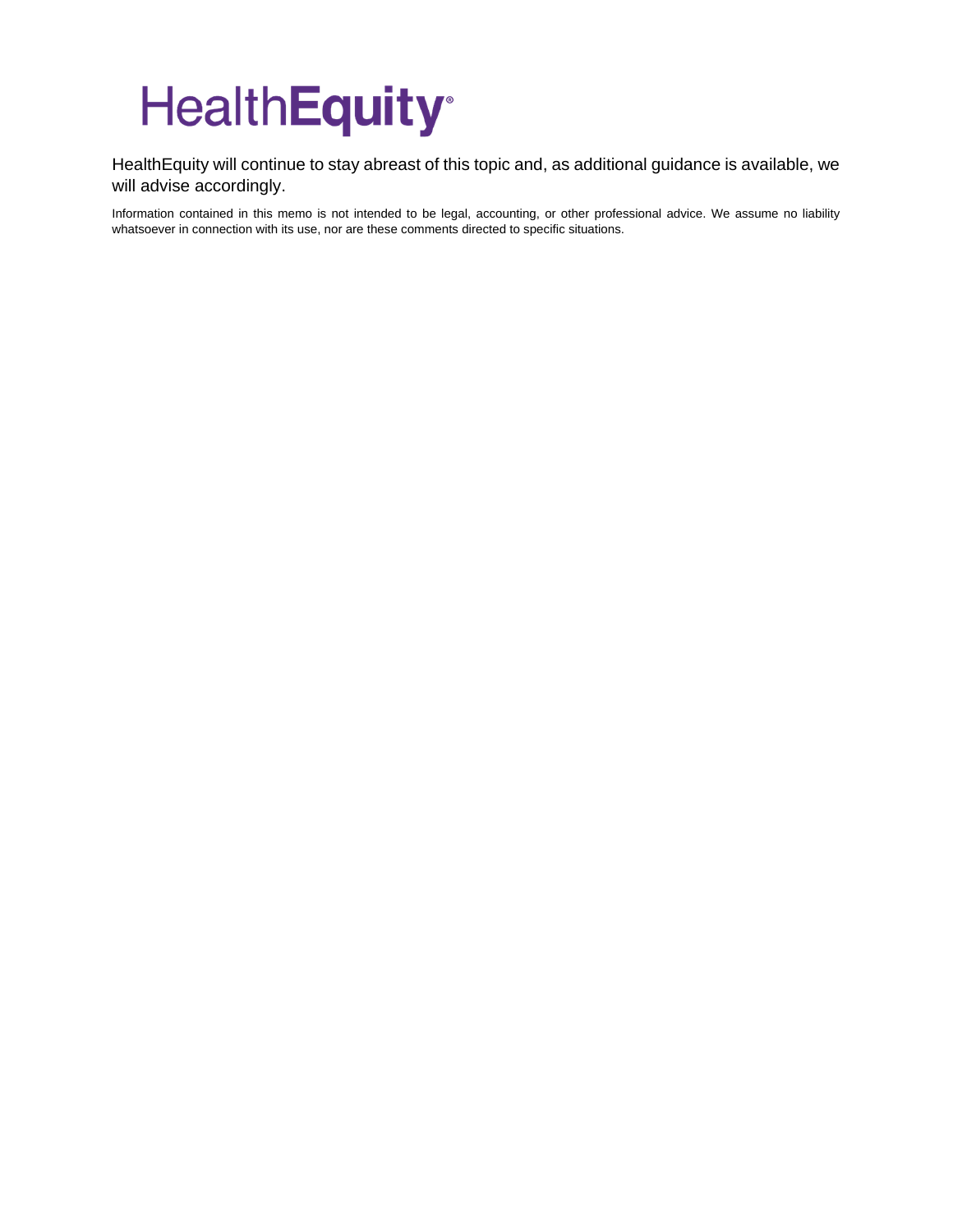HealthEquity will continue to stay abreast of this topic and, as additional guidance is available, we will advise accordingly.

Information contained in this memo is not intended to be legal, accounting, or other professional advice. We assume no liability whatsoever in connection with its use, nor are these comments directed to specific situations.